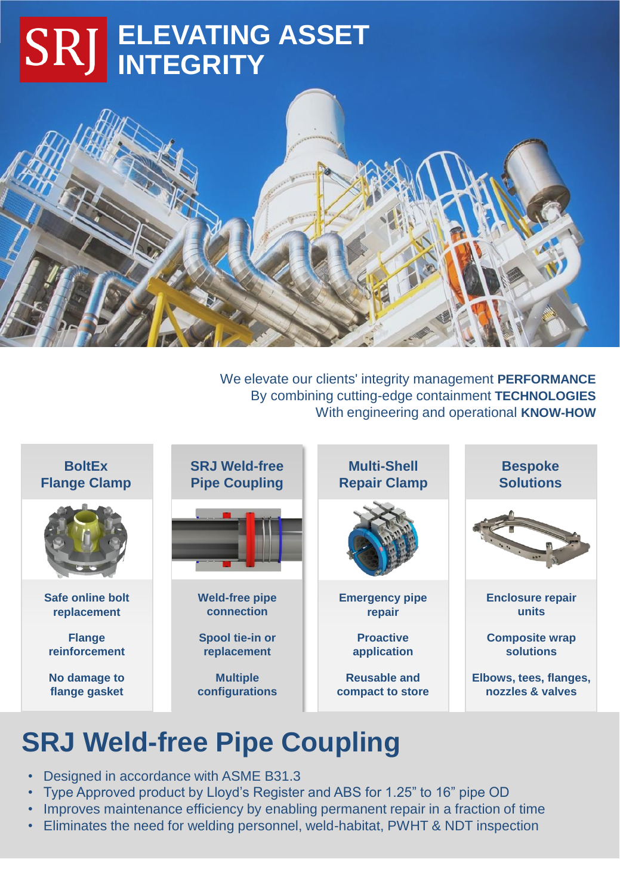# SRJ ELEVATING ASSET INTEGRITY

We elevate our clients' integrity management **PERFORMANCE**
By combining cutting-edge containment **TECHNOLOGIES**
With engineering and operational **KNOW-HOW**

| BoltEx Flange Clamp | SRJ Weld-free Pipe Coupling | Multi-Shell Repair Clamp | Bespoke Solutions |
| --- | --- | --- | --- |
| Safe online bolt replacement | Weld-free pipe connection | Emergency pipe repair | Enclosure repair units |
| Flange reinforcement | Spool tie-in or replacement | Proactive application | Composite wrap solutions |
| No damage to flange gasket | Multiple configurations | Reusable and compact to store | Elbows, tees, flanges, nozzles & valves |

## SRJ Weld-free Pipe Coupling

- Designed in accordance with ASME B31.3
- Type Approved product by Lloyd's Register and ABS for 1.25" to 16" pipe OD
- Improves maintenance efficiency by enabling permanent repair in a fraction of time
- Eliminates the need for welding personnel, weld-habitat, PWHT & NDT inspection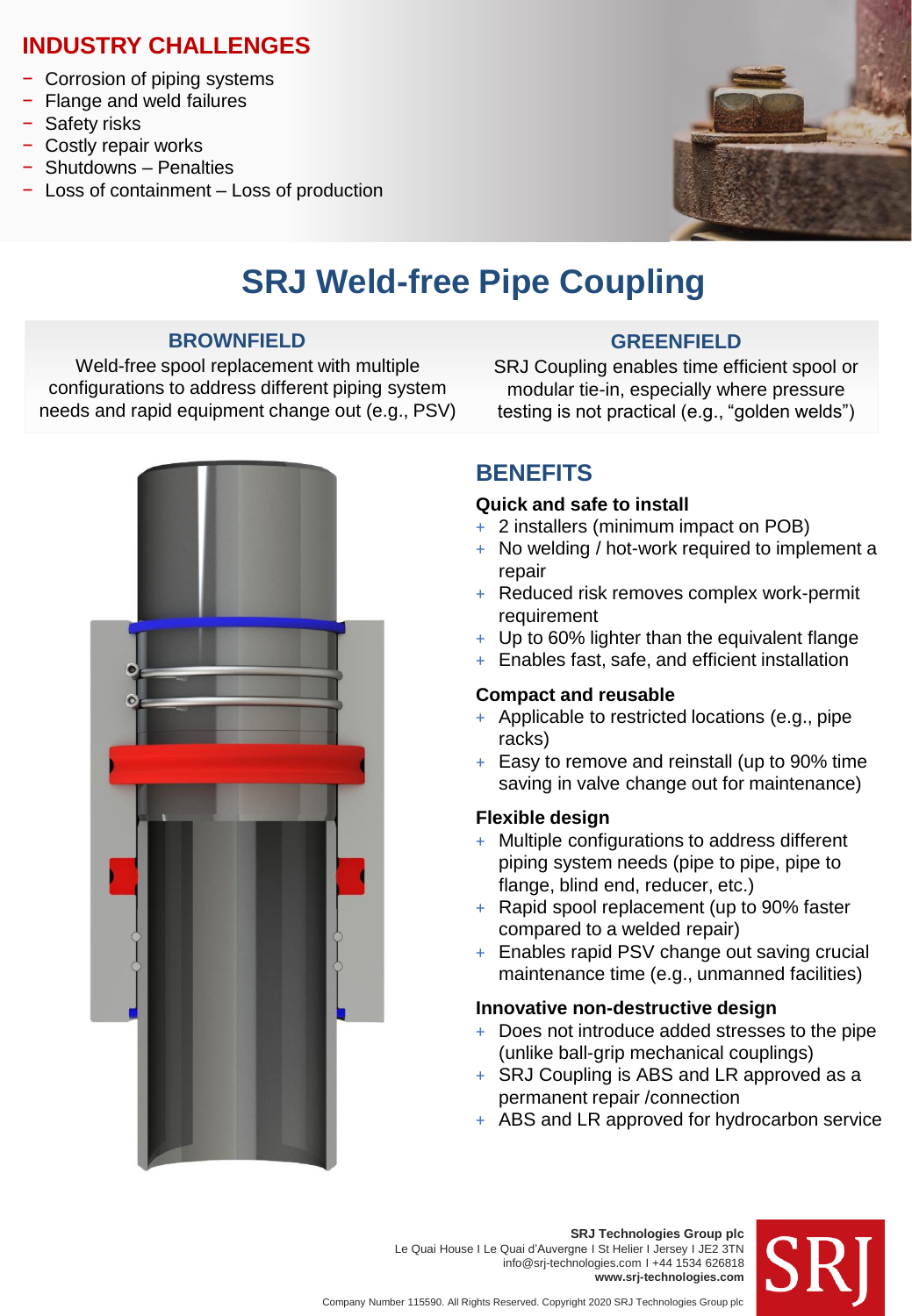## INDUSTRY CHALLENGES

- Corrosion of piping systems
- Flange and weld failures
- Safety risks
- Costly repair works
- Shutdowns – Penalties
- Loss of containment – Loss of production

# SRJ Weld-free Pipe Coupling

### BROWNFIELD

Weld-free spool replacement with multiple configurations to address different piping system needs and rapid equipment change out (e.g., PSV)

### GREENFIELD

SRJ Coupling enables time efficient spool or modular tie-in, especially where pressure testing is not practical (e.g., "golden welds")

## BENEFITS

**Quick and safe to install**

- 2 installers (minimum impact on POB)
- No welding / hot-work required to implement a repair
- Reduced risk removes complex work-permit requirement
- Up to 60% lighter than the equivalent flange
- Enables fast, safe, and efficient installation

**Compact and reusable**

- Applicable to restricted locations (e.g., pipe racks)
- Easy to remove and reinstall (up to 90% time saving in valve change out for maintenance)

**Flexible design**

- Multiple configurations to address different piping system needs (pipe to pipe, pipe to flange, blind end, reducer, etc.)
- Rapid spool replacement (up to 90% faster compared to a welded repair)
- Enables rapid PSV change out saving crucial maintenance time (e.g., unmanned facilities)

**Innovative non-destructive design**

- Does not introduce added stresses to the pipe (unlike ball-grip mechanical couplings)
- SRJ Coupling is ABS and LR approved as a permanent repair /connection
- ABS and LR approved for hydrocarbon service

**SRJ Technologies Group plc**
Le Quai House I Le Quai d'Auvergne I St Helier I Jersey I JE2 3TN
info@srj-technologies.com I +44 1534 626818
**www.srj-technologies.com**

SRJ

Company Number 115590. All Rights Reserved. Copyright 2020 SRJ Technologies Group plc